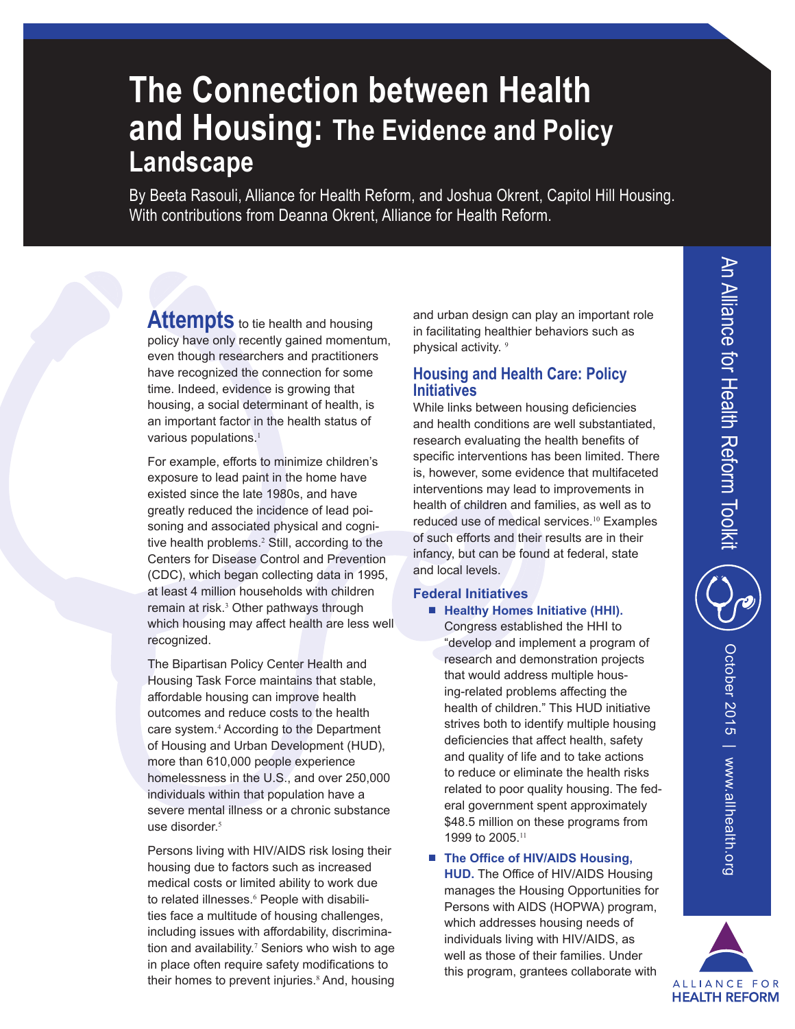# The Connection between Health and Housing: The Evidence and Policy Landscape

By Beeta Rasouli, Alliance for Health Reform, and Joshua Okrent, Capitol Hill Housing. With contributions from Deanna Okrent, Alliance for Health Reform.

**Attempts** to tie health and housing policy have only recently gained momentum, even though researchers and practitioners have recognized the connection for some time. Indeed, evidence is growing that housing, a social determinant of health, is an important factor in the health status of various populations.[1]

For example, efforts to minimize children's exposure to lead paint in the home have existed since the late 1980s, and have greatly reduced the incidence of lead poisoning and associated physical and cognitive health problems.[2] Still, according to the Centers for Disease Control and Prevention (CDC), which began collecting data in 1995, at least 4 million households with children remain at risk.[3] Other pathways through which housing may affect health are less well recognized.

The Bipartisan Policy Center Health and Housing Task Force maintains that stable, affordable housing can improve health outcomes and reduce costs to the health care system.[4] According to the Department of Housing and Urban Development (HUD), more than 610,000 people experience homelessness in the U.S., and over 250,000 individuals within that population have a severe mental illness or a chronic substance use disorder.[5]

Persons living with HIV/AIDS risk losing their housing due to factors such as increased medical costs or limited ability to work due to related illnesses.[6] People with disabilities face a multitude of housing challenges, including issues with affordability, discrimination and availability.[7] Seniors who wish to age in place often require safety modifications to their homes to prevent injuries.[8] And, housing and urban design can play an important role in facilitating healthier behaviors such as physical activity.[9]

## Housing and Health Care: Policy Initiatives

While links between housing deficiencies and health conditions are well substantiated, research evaluating the health benefits of specific interventions has been limited. There is, however, some evidence that multifaceted interventions may lead to improvements in health of children and families, as well as to reduced use of medical services.[10] Examples of such efforts and their results are in their infancy, but can be found at federal, state and local levels.

### Federal Initiatives

- **Healthy Homes Initiative (HHI).** Congress established the HHI to "develop and implement a program of research and demonstration projects that would address multiple housing-related problems affecting the health of children." This HUD initiative strives both to identify multiple housing deficiencies that affect health, safety and quality of life and to take actions to reduce or eliminate the health risks related to poor quality housing. The federal government spent approximately $48.5 million on these programs from 1999 to 2005.[11]
- **The Office of HIV/AIDS Housing, HUD.** The Office of HIV/AIDS Housing manages the Housing Opportunities for Persons with AIDS (HOPWA) program, which addresses housing needs of individuals living with HIV/AIDS, as well as those of their families. Under this program, grantees collaborate with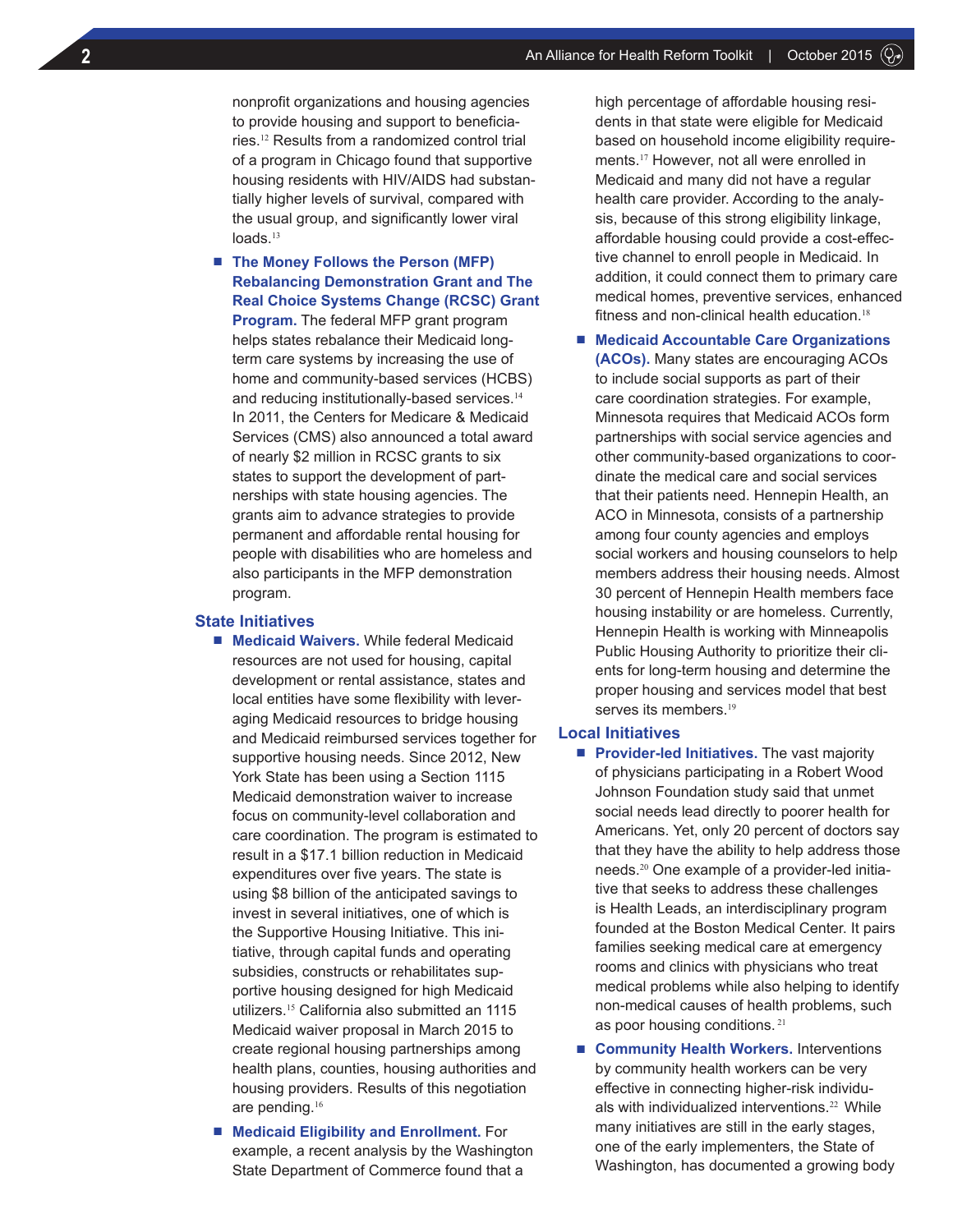nonprofit organizations and housing agencies to provide housing and support to beneficiaries.[12] Results from a randomized control trial of a program in Chicago found that supportive housing residents with HIV/AIDS had substantially higher levels of survival, compared with the usual group, and significantly lower viral loads.[13]

- **The Money Follows the Person (MFP) Rebalancing Demonstration Grant and The Real Choice Systems Change (RCSC) Grant Program.** The federal MFP grant program helps states rebalance their Medicaid long-term care systems by increasing the use of home and community-based services (HCBS) and reducing institutionally-based services.[14] In 2011, the Centers for Medicare & Medicaid Services (CMS) also announced a total award of nearly $2 million in RCSC grants to six states to support the development of partnerships with state housing agencies. The grants aim to advance strategies to provide permanent and affordable rental housing for people with disabilities who are homeless and also participants in the MFP demonstration program.

## State Initiatives

- **Medicaid Waivers.** While federal Medicaid resources are not used for housing, capital development or rental assistance, states and local entities have some flexibility with leveraging Medicaid resources to bridge housing and Medicaid reimbursed services together for supportive housing needs. Since 2012, New York State has been using a Section 1115 Medicaid demonstration waiver to increase focus on community-level collaboration and care coordination. The program is estimated to result in a $17.1 billion reduction in Medicaid expenditures over five years. The state is using $8 billion of the anticipated savings to invest in several initiatives, one of which is the Supportive Housing Initiative. This initiative, through capital funds and operating subsidies, constructs or rehabilitates supportive housing designed for high Medicaid utilizers.[15] California also submitted an 1115 Medicaid waiver proposal in March 2015 to create regional housing partnerships among health plans, counties, housing authorities and housing providers. Results of this negotiation are pending.[16]
- **Medicaid Eligibility and Enrollment.** For example, a recent analysis by the Washington State Department of Commerce found that a high percentage of affordable housing residents in that state were eligible for Medicaid based on household income eligibility requirements.[17] However, not all were enrolled in Medicaid and many did not have a regular health care provider. According to the analysis, because of this strong eligibility linkage, affordable housing could provide a cost-effective channel to enroll people in Medicaid. In addition, it could connect them to primary care medical homes, preventive services, enhanced fitness and non-clinical health education.[18]
- **Medicaid Accountable Care Organizations (ACOs).** Many states are encouraging ACOs to include social supports as part of their care coordination strategies. For example, Minnesota requires that Medicaid ACOs form partnerships with social service agencies and other community-based organizations to coordinate the medical care and social services that their patients need. Hennepin Health, an ACO in Minnesota, consists of a partnership among four county agencies and employs social workers and housing counselors to help members address their housing needs. Almost 30 percent of Hennepin Health members face housing instability or are homeless. Currently, Hennepin Health is working with Minneapolis Public Housing Authority to prioritize their clients for long-term housing and determine the proper housing and services model that best serves its members.[19]

## Local Initiatives

- **Provider-led Initiatives.** The vast majority of physicians participating in a Robert Wood Johnson Foundation study said that unmet social needs lead directly to poorer health for Americans. Yet, only 20 percent of doctors say that they have the ability to help address those needs.[20] One example of a provider-led initiative that seeks to address these challenges is Health Leads, an interdisciplinary program founded at the Boston Medical Center. It pairs families seeking medical care at emergency rooms and clinics with physicians who treat medical problems while also helping to identify non-medical causes of health problems, such as poor housing conditions.[21]
- **Community Health Workers.** Interventions by community health workers can be very effective in connecting higher-risk individuals with individualized interventions.[22] While many initiatives are still in the early stages, one of the early implementers, the State of Washington, has documented a growing body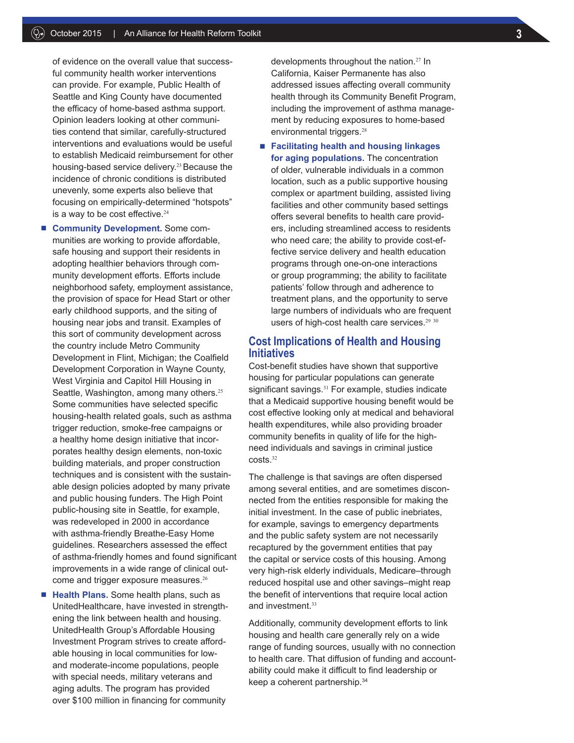of evidence on the overall value that successful community health worker interventions can provide. For example, Public Health of Seattle and King County have documented the efficacy of home-based asthma support. Opinion leaders looking at other communities contend that similar, carefully-structured interventions and evaluations would be useful to establish Medicaid reimbursement for other housing-based service delivery.[23] Because the incidence of chronic conditions is distributed unevenly, some experts also believe that focusing on empirically-determined "hotspots" is a way to be cost effective.[24]

- **Community Development.** Some communities are working to provide affordable, safe housing and support their residents in adopting healthier behaviors through community development efforts. Efforts include neighborhood safety, employment assistance, the provision of space for Head Start or other early childhood supports, and the siting of housing near jobs and transit. Examples of this sort of community development across the country include Metro Community Development in Flint, Michigan; the Coalfield Development Corporation in Wayne County, West Virginia and Capitol Hill Housing in Seattle, Washington, among many others.[25] Some communities have selected specific housing-health related goals, such as asthma trigger reduction, smoke-free campaigns or a healthy home design initiative that incorporates healthy design elements, non-toxic building materials, and proper construction techniques and is consistent with the sustainable design policies adopted by many private and public housing funders. The High Point public-housing site in Seattle, for example, was redeveloped in 2000 in accordance with asthma-friendly Breathe-Easy Home guidelines. Researchers assessed the effect of asthma-friendly homes and found significant improvements in a wide range of clinical outcome and trigger exposure measures.[26]
- **Health Plans.** Some health plans, such as UnitedHealthcare, have invested in strengthening the link between health and housing. UnitedHealth Group's Affordable Housing Investment Program strives to create affordable housing in local communities for low- and moderate-income populations, people with special needs, military veterans and aging adults. The program has provided over $100 million in financing for community developments throughout the nation.[27] In California, Kaiser Permanente has also addressed issues affecting overall community health through its Community Benefit Program, including the improvement of asthma management by reducing exposures to home-based environmental triggers.[28]
- **Facilitating health and housing linkages for aging populations.** The concentration of older, vulnerable individuals in a common location, such as a public supportive housing complex or apartment building, assisted living facilities and other community based settings offers several benefits to health care providers, including streamlined access to residents who need care; the ability to provide cost-effective service delivery and health education programs through one-on-one interactions or group programming; the ability to facilitate patients' follow through and adherence to treatment plans, and the opportunity to serve large numbers of individuals who are frequent users of high-cost health care services.[29] [30]

## Cost Implications of Health and Housing Initiatives

Cost-benefit studies have shown that supportive housing for particular populations can generate significant savings.[31] For example, studies indicate that a Medicaid supportive housing benefit would be cost effective looking only at medical and behavioral health expenditures, while also providing broader community benefits in quality of life for the high-need individuals and savings in criminal justice costs.[32]

The challenge is that savings are often dispersed among several entities, and are sometimes disconnected from the entities responsible for making the initial investment. In the case of public inebriates, for example, savings to emergency departments and the public safety system are not necessarily recaptured by the government entities that pay the capital or service costs of this housing. Among very high-risk elderly individuals, Medicare–through reduced hospital use and other savings–might reap the benefit of interventions that require local action and investment.[33]

Additionally, community development efforts to link housing and health care generally rely on a wide range of funding sources, usually with no connection to health care. That diffusion of funding and accountability could make it difficult to find leadership or keep a coherent partnership.[34]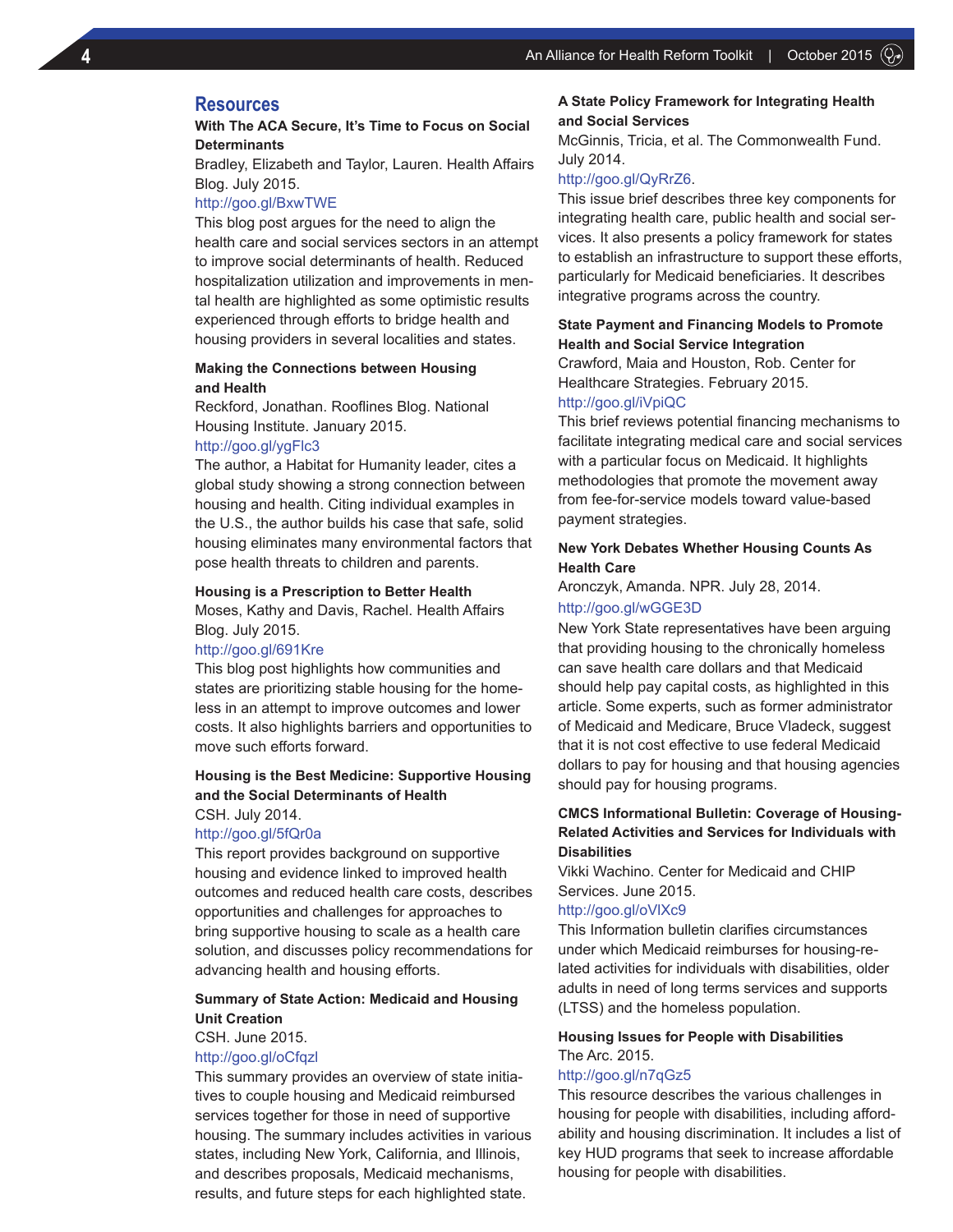## Resources

**With The ACA Secure, It's Time to Focus on Social Determinants**
Bradley, Elizabeth and Taylor, Lauren. Health Affairs Blog. July 2015.
http://goo.gl/BxwTWE
This blog post argues for the need to align the health care and social services sectors in an attempt to improve social determinants of health. Reduced hospitalization utilization and improvements in mental health are highlighted as some optimistic results experienced through efforts to bridge health and housing providers in several localities and states.

**Making the Connections between Housing and Health**
Reckford, Jonathan. Rooflines Blog. National Housing Institute. January 2015.
http://goo.gl/ygFlc3
The author, a Habitat for Humanity leader, cites a global study showing a strong connection between housing and health. Citing individual examples in the U.S., the author builds his case that safe, solid housing eliminates many environmental factors that pose health threats to children and parents.

**Housing is a Prescription to Better Health**
Moses, Kathy and Davis, Rachel. Health Affairs Blog. July 2015.
http://goo.gl/691Kre
This blog post highlights how communities and states are prioritizing stable housing for the homeless in an attempt to improve outcomes and lower costs. It also highlights barriers and opportunities to move such efforts forward.

**Housing is the Best Medicine: Supportive Housing and the Social Determinants of Health**
CSH. July 2014.
http://goo.gl/5fQr0a
This report provides background on supportive housing and evidence linked to improved health outcomes and reduced health care costs, describes opportunities and challenges for approaches to bring supportive housing to scale as a health care solution, and discusses policy recommendations for advancing health and housing efforts.

**Summary of State Action: Medicaid and Housing Unit Creation**
CSH. June 2015.
http://goo.gl/oCfqzl
This summary provides an overview of state initiatives to couple housing and Medicaid reimbursed services together for those in need of supportive housing. The summary includes activities in various states, including New York, California, and Illinois, and describes proposals, Medicaid mechanisms, results, and future steps for each highlighted state.

**A State Policy Framework for Integrating Health and Social Services**
McGinnis, Tricia, et al. The Commonwealth Fund. July 2014.
http://goo.gl/QyRrZ6.
This issue brief describes three key components for integrating health care, public health and social services. It also presents a policy framework for states to establish an infrastructure to support these efforts, particularly for Medicaid beneficiaries. It describes integrative programs across the country.

**State Payment and Financing Models to Promote Health and Social Service Integration**
Crawford, Maia and Houston, Rob. Center for Healthcare Strategies. February 2015.
http://goo.gl/iVpiQC
This brief reviews potential financing mechanisms to facilitate integrating medical care and social services with a particular focus on Medicaid. It highlights methodologies that promote the movement away from fee-for-service models toward value-based payment strategies.

**New York Debates Whether Housing Counts As Health Care**
Aronczyk, Amanda. NPR. July 28, 2014.
http://goo.gl/wGGE3D
New York State representatives have been arguing that providing housing to the chronically homeless can save health care dollars and that Medicaid should help pay capital costs, as highlighted in this article. Some experts, such as former administrator of Medicaid and Medicare, Bruce Vladeck, suggest that it is not cost effective to use federal Medicaid dollars to pay for housing and that housing agencies should pay for housing programs.

**CMCS Informational Bulletin: Coverage of Housing-Related Activities and Services for Individuals with Disabilities**
Vikki Wachino. Center for Medicaid and CHIP Services. June 2015.
http://goo.gl/oVlXc9
This Information bulletin clarifies circumstances under which Medicaid reimburses for housing-related activities for individuals with disabilities, older adults in need of long terms services and supports (LTSS) and the homeless population.

**Housing Issues for People with Disabilities**
The Arc. 2015.
http://goo.gl/n7qGz5
This resource describes the various challenges in housing for people with disabilities, including affordability and housing discrimination. It includes a list of key HUD programs that seek to increase affordable housing for people with disabilities.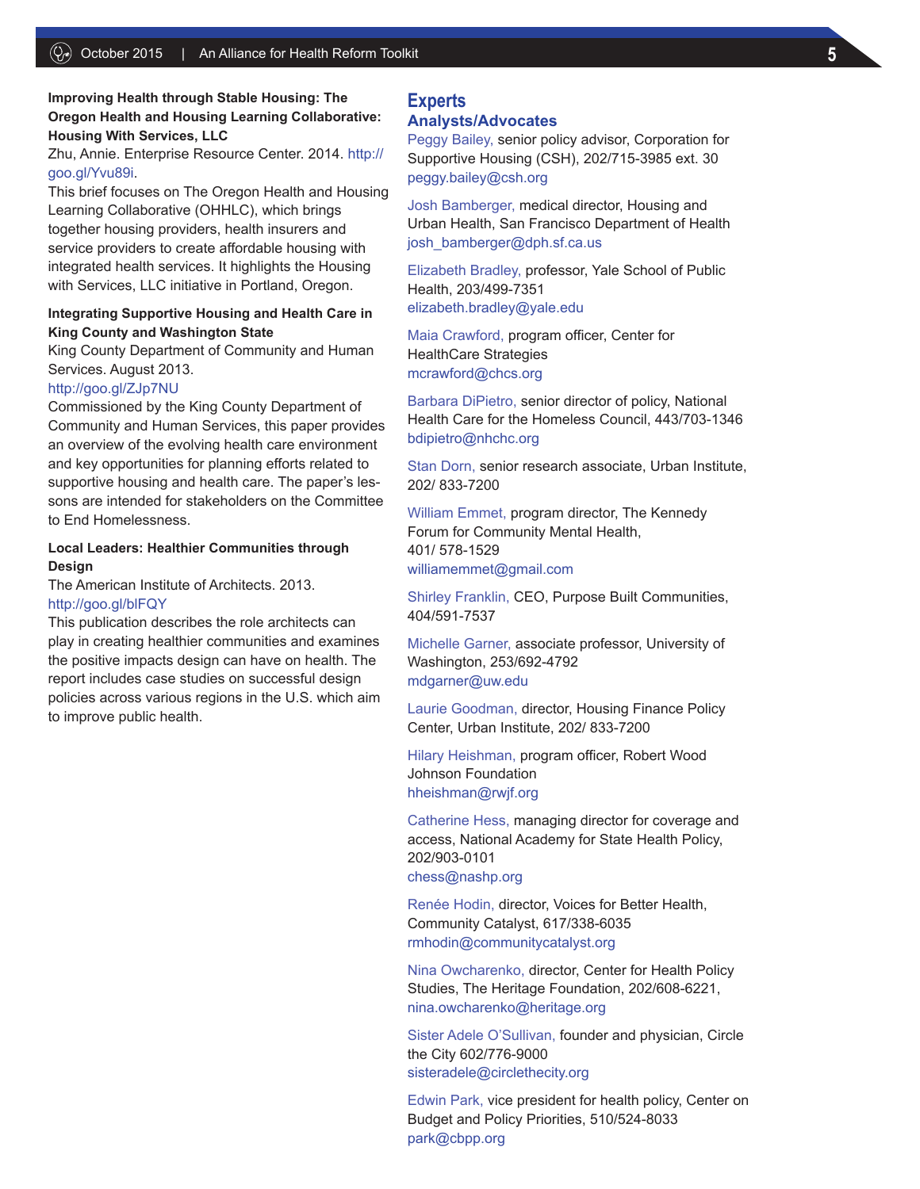**Improving Health through Stable Housing: The Oregon Health and Housing Learning Collaborative: Housing With Services, LLC**

Zhu, Annie. Enterprise Resource Center. 2014. http://goo.gl/Yvu89i.

This brief focuses on The Oregon Health and Housing Learning Collaborative (OHHLC), which brings together housing providers, health insurers and service providers to create affordable housing with integrated health services. It highlights the Housing with Services, LLC initiative in Portland, Oregon.

**Integrating Supportive Housing and Health Care in King County and Washington State**

King County Department of Community and Human Services. August 2013.
http://goo.gl/ZJp7NU

Commissioned by the King County Department of Community and Human Services, this paper provides an overview of the evolving health care environment and key opportunities for planning efforts related to supportive housing and health care. The paper's lessons are intended for stakeholders on the Committee to End Homelessness.

**Local Leaders: Healthier Communities through Design**

The American Institute of Architects. 2013.
http://goo.gl/blFQY

This publication describes the role architects can play in creating healthier communities and examines the positive impacts design can have on health. The report includes case studies on successful design policies across various regions in the U.S. which aim to improve public health.

# Experts

## Analysts/Advocates

Peggy Bailey, senior policy advisor, Corporation for Supportive Housing (CSH), 202/715-3985 ext. 30
peggy.bailey@csh.org

Josh Bamberger, medical director, Housing and Urban Health, San Francisco Department of Health
josh_bamberger@dph.sf.ca.us

Elizabeth Bradley, professor, Yale School of Public Health, 203/499-7351
elizabeth.bradley@yale.edu

Maia Crawford, program officer, Center for HealthCare Strategies
mcrawford@chcs.org

Barbara DiPietro, senior director of policy, National Health Care for the Homeless Council, 443/703-1346
bdipietro@nhchc.org

Stan Dorn, senior research associate, Urban Institute, 202/ 833-7200

William Emmet, program director, The Kennedy Forum for Community Mental Health, 401/ 578-1529
williamemmet@gmail.com

Shirley Franklin, CEO, Purpose Built Communities, 404/591-7537

Michelle Garner, associate professor, University of Washington, 253/692-4792
mdgarner@uw.edu

Laurie Goodman, director, Housing Finance Policy Center, Urban Institute, 202/ 833-7200

Hilary Heishman, program officer, Robert Wood Johnson Foundation
hheishman@rwjf.org

Catherine Hess, managing director for coverage and access, National Academy for State Health Policy, 202/903-0101
chess@nashp.org

Renée Hodin, director, Voices for Better Health, Community Catalyst, 617/338-6035
rmhodin@communitycatalyst.org

Nina Owcharenko, director, Center for Health Policy Studies, The Heritage Foundation, 202/608-6221,
nina.owcharenko@heritage.org

Sister Adele O'Sullivan, founder and physician, Circle the City 602/776-9000
sisteradele@circlethecity.org

Edwin Park, vice president for health policy, Center on Budget and Policy Priorities, 510/524-8033
park@cbpp.org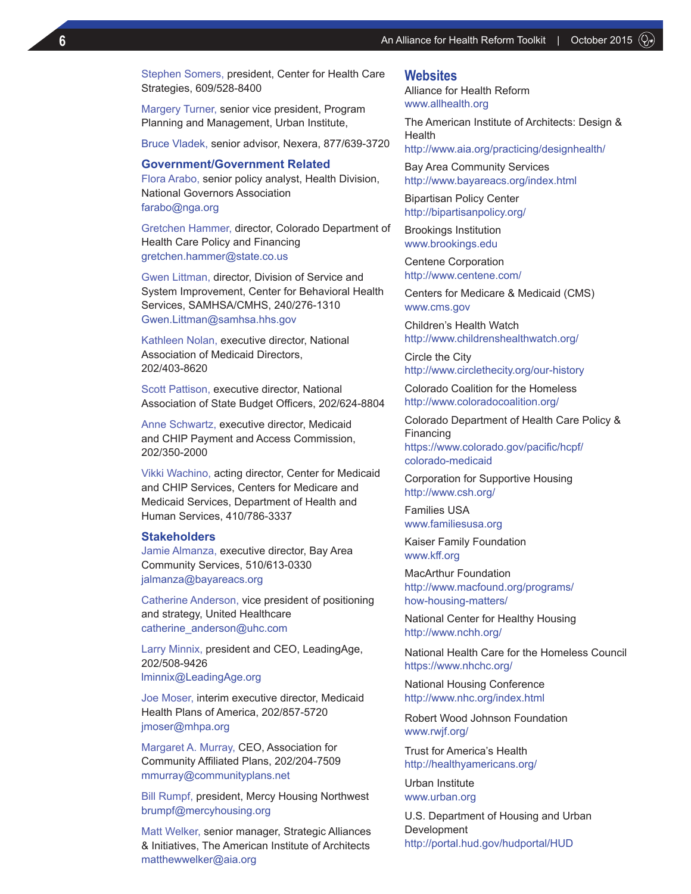Stephen Somers, president, Center for Health Care Strategies, 609/528-8400

Margery Turner, senior vice president, Program Planning and Management, Urban Institute,

Bruce Vladek, senior advisor, Nexera, 877/639-3720

### Government/Government Related

Flora Arabo, senior policy analyst, Health Division, National Governors Association
farabo@nga.org

Gretchen Hammer, director, Colorado Department of Health Care Policy and Financing
gretchen.hammer@state.co.us

Gwen Littman, director, Division of Service and System Improvement, Center for Behavioral Health Services, SAMHSA/CMHS, 240/276-1310
Gwen.Littman@samhsa.hhs.gov

Kathleen Nolan, executive director, National Association of Medicaid Directors, 202/403-8620

Scott Pattison, executive director, National Association of State Budget Officers, 202/624-8804

Anne Schwartz, executive director, Medicaid and CHIP Payment and Access Commission, 202/350-2000

Vikki Wachino, acting director, Center for Medicaid and CHIP Services, Centers for Medicare and Medicaid Services, Department of Health and Human Services, 410/786-3337

### Stakeholders

Jamie Almanza, executive director, Bay Area Community Services, 510/613-0330
jalmanza@bayareacs.org

Catherine Anderson, vice president of positioning and strategy, United Healthcare
catherine_anderson@uhc.com

Larry Minnix, president and CEO, LeadingAge, 202/508-9426
lminnix@LeadingAge.org

Joe Moser, interim executive director, Medicaid Health Plans of America, 202/857-5720
jmoser@mhpa.org

Margaret A. Murray, CEO, Association for Community Affiliated Plans, 202/204-7509
mmurray@communityplans.net

Bill Rumpf, president, Mercy Housing Northwest
brumpf@mercyhousing.org

Matt Welker, senior manager, Strategic Alliances & Initiatives, The American Institute of Architects
matthewwelker@aia.org

## Websites

Alliance for Health Reform
www.allhealth.org

The American Institute of Architects: Design & Health
http://www.aia.org/practicing/designhealth/

Bay Area Community Services
http://www.bayareacs.org/index.html

Bipartisan Policy Center
http://bipartisanpolicy.org/

Brookings Institution
www.brookings.edu

Centene Corporation
http://www.centene.com/

Centers for Medicare & Medicaid (CMS)
www.cms.gov

Children's Health Watch
http://www.childrenshealthwatch.org/

Circle the City
http://www.circlethecity.org/our-history

Colorado Coalition for the Homeless
http://www.coloradocoalition.org/

Colorado Department of Health Care Policy & Financing
https://www.colorado.gov/pacific/hcpf/colorado-medicaid

Corporation for Supportive Housing
http://www.csh.org/

Families USA
www.familiesusa.org

Kaiser Family Foundation
www.kff.org

MacArthur Foundation
http://www.macfound.org/programs/how-housing-matters/

National Center for Healthy Housing
http://www.nchh.org/

National Health Care for the Homeless Council
https://www.nhchc.org/

National Housing Conference
http://www.nhc.org/index.html

Robert Wood Johnson Foundation
www.rwjf.org/

Trust for America's Health
http://healthyamericans.org/

Urban Institute
www.urban.org

U.S. Department of Housing and Urban Development
http://portal.hud.gov/hudportal/HUD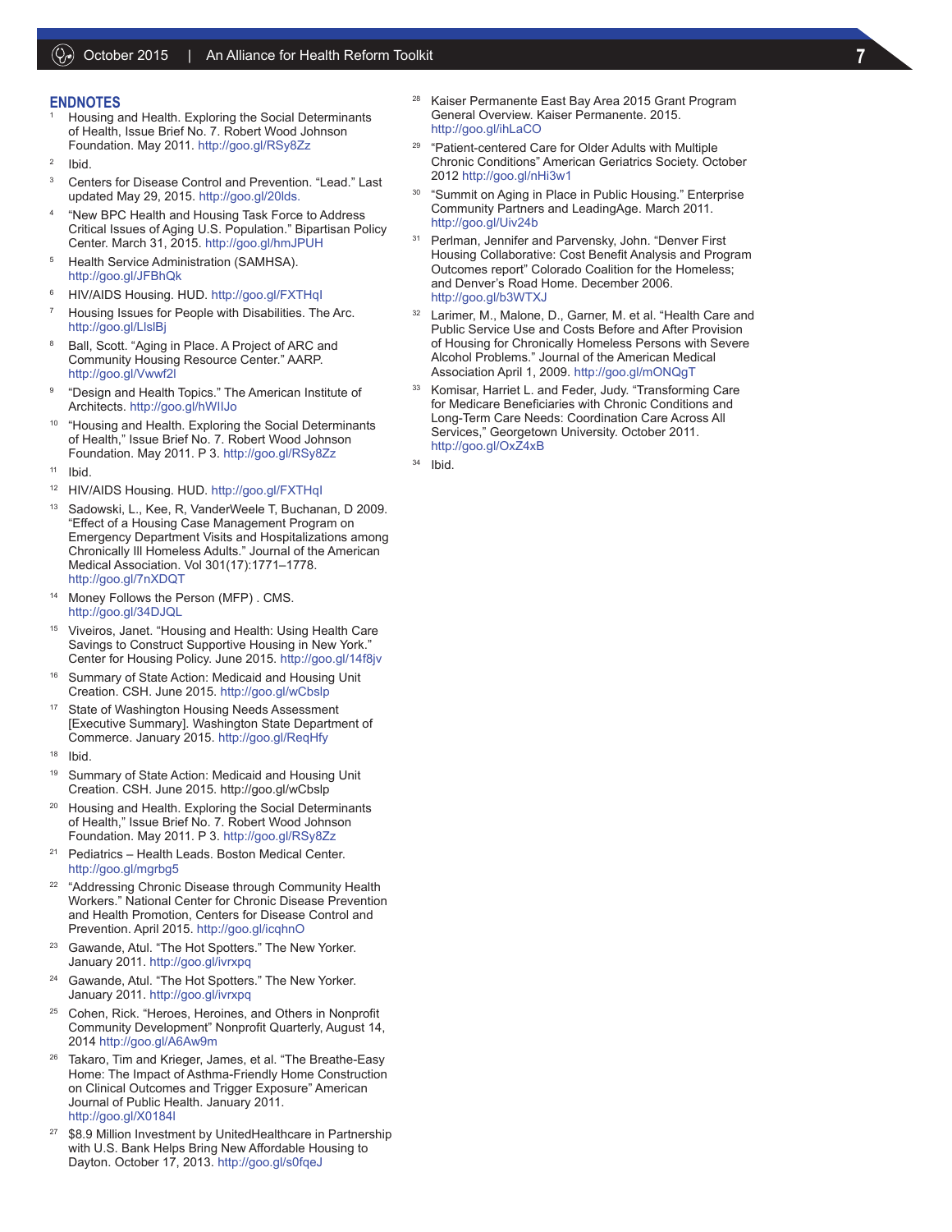## ENDNOTES

1. Housing and Health. Exploring the Social Determinants of Health, Issue Brief No. 7. Robert Wood Johnson Foundation. May 2011. http://goo.gl/RSy8Zz
2. Ibid.
3. Centers for Disease Control and Prevention. "Lead." Last updated May 29, 2015. http://goo.gl/20lds.
4. "New BPC Health and Housing Task Force to Address Critical Issues of Aging U.S. Population." Bipartisan Policy Center. March 31, 2015. http://goo.gl/hmJPUH
5. Health Service Administration (SAMHSA). http://goo.gl/JFBhQk
6. HIV/AIDS Housing. HUD. http://goo.gl/FXTHqI
7. Housing Issues for People with Disabilities. The Arc. http://goo.gl/LlslBj
8. Ball, Scott. "Aging in Place. A Project of ARC and Community Housing Resource Center." AARP. http://goo.gl/Vwwf2l
9. "Design and Health Topics." The American Institute of Architects. http://goo.gl/hWIlJo
10. "Housing and Health. Exploring the Social Determinants of Health," Issue Brief No. 7. Robert Wood Johnson Foundation. May 2011. P 3. http://goo.gl/RSy8Zz
11. Ibid.
12. HIV/AIDS Housing. HUD. http://goo.gl/FXTHqI
13. Sadowski, L., Kee, R, VanderWeele T, Buchanan, D 2009. "Effect of a Housing Case Management Program on Emergency Department Visits and Hospitalizations among Chronically Ill Homeless Adults." Journal of the American Medical Association. Vol 301(17):1771–1778. http://goo.gl/7nXDQT
14. Money Follows the Person (MFP) . CMS. http://goo.gl/34DJQL
15. Viveiros, Janet. "Housing and Health: Using Health Care Savings to Construct Supportive Housing in New York." Center for Housing Policy. June 2015. http://goo.gl/14f8jv
16. Summary of State Action: Medicaid and Housing Unit Creation. CSH. June 2015. http://goo.gl/wCbslp
17. State of Washington Housing Needs Assessment [Executive Summary]. Washington State Department of Commerce. January 2015. http://goo.gl/ReqHfy
18. Ibid.
19. Summary of State Action: Medicaid and Housing Unit Creation. CSH. June 2015. http://goo.gl/wCbslp
20. Housing and Health. Exploring the Social Determinants of Health," Issue Brief No. 7. Robert Wood Johnson Foundation. May 2011. P 3. http://goo.gl/RSy8Zz
21. Pediatrics – Health Leads. Boston Medical Center. http://goo.gl/mgrbg5
22. "Addressing Chronic Disease through Community Health Workers." National Center for Chronic Disease Prevention and Health Promotion, Centers for Disease Control and Prevention. April 2015. http://goo.gl/icqhnO
23. Gawande, Atul. "The Hot Spotters." The New Yorker. January 2011. http://goo.gl/ivrxpq
24. Gawande, Atul. "The Hot Spotters." The New Yorker. January 2011. http://goo.gl/ivrxpq
25. Cohen, Rick. "Heroes, Heroines, and Others in Nonprofit Community Development" Nonprofit Quarterly, August 14, 2014 http://goo.gl/A6Aw9m
26. Takaro, Tim and Krieger, James, et al. "The Breathe-Easy Home: The Impact of Asthma-Friendly Home Construction on Clinical Outcomes and Trigger Exposure" American Journal of Public Health. January 2011. http://goo.gl/X0184l
27. $8.9 Million Investment by UnitedHealthcare in Partnership with U.S. Bank Helps Bring New Affordable Housing to Dayton. October 17, 2013. http://goo.gl/s0fqeJ
28. Kaiser Permanente East Bay Area 2015 Grant Program General Overview. Kaiser Permanente. 2015. http://goo.gl/ihLaCO
29. "Patient-centered Care for Older Adults with Multiple Chronic Conditions" American Geriatrics Society. October 2012 http://goo.gl/nHi3w1
30. "Summit on Aging in Place in Public Housing." Enterprise Community Partners and LeadingAge. March 2011. http://goo.gl/Uiv24b
31. Perlman, Jennifer and Parvensky, John. "Denver First Housing Collaborative: Cost Benefit Analysis and Program Outcomes report" Colorado Coalition for the Homeless; and Denver's Road Home. December 2006. http://goo.gl/b3WTXJ
32. Larimer, M., Malone, D., Garner, M. et al. "Health Care and Public Service Use and Costs Before and After Provision of Housing for Chronically Homeless Persons with Severe Alcohol Problems." Journal of the American Medical Association April 1, 2009. http://goo.gl/mONQgT
33. Komisar, Harriet L. and Feder, Judy. "Transforming Care for Medicare Beneficiaries with Chronic Conditions and Long-Term Care Needs: Coordination Care Across All Services," Georgetown University. October 2011. http://goo.gl/OxZ4xB
34. Ibid.